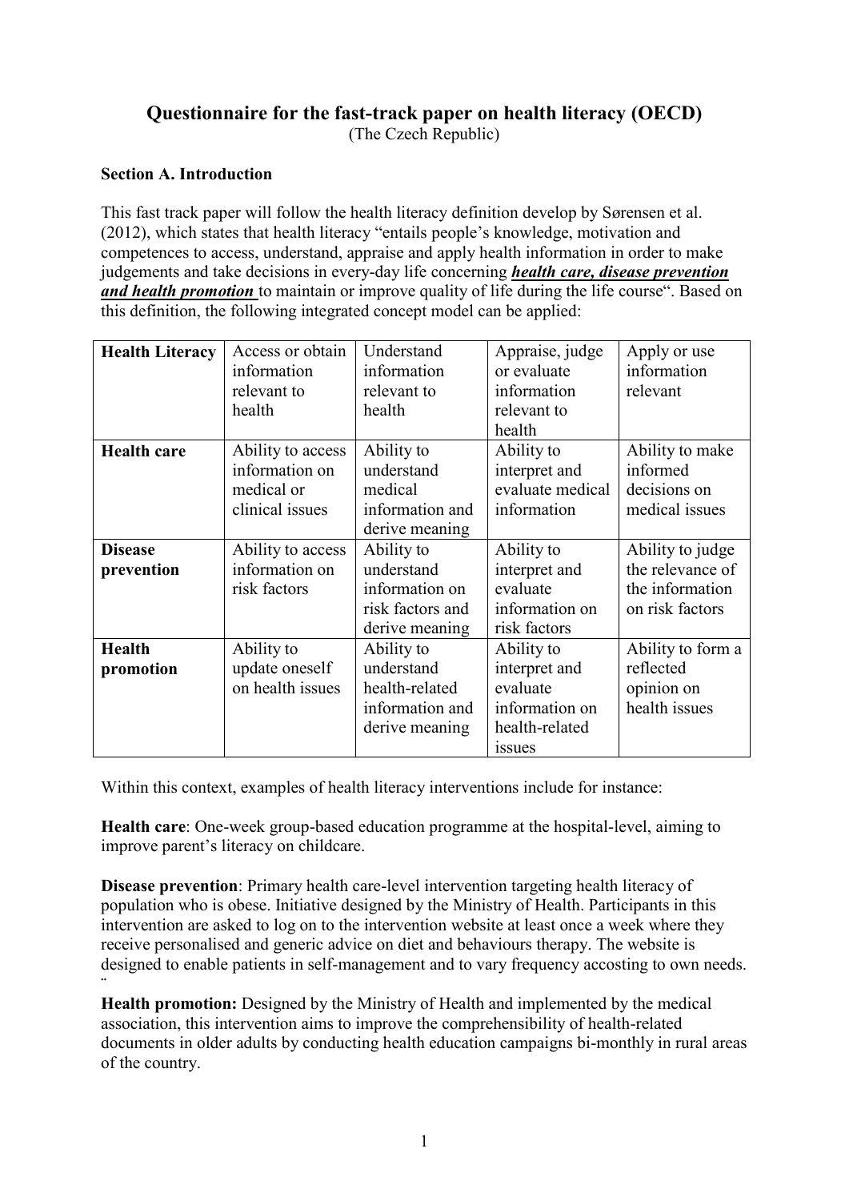## Questionnaire for the fast-track paper on health literacy (OECD)

(The Czech Republic)

### Section A. Introduction

This fast track paper will follow the health literacy definition develop by Sørensen et al. (2012), which states that health literacy "entails people's knowledge, motivation and competences to access, understand, appraise and apply health information in order to make judgements and take decisions in every-day life concerning ***health care, disease prevention and health promotion*** to maintain or improve quality of life during the life course". Based on this definition, the following integrated concept model can be applied:

| **Health Literacy** | Access or obtain information relevant to health | Understand information relevant to health | Appraise, judge or evaluate information relevant to health | Apply or use information relevant |
|---|---|---|---|---|
| **Health care** | Ability to access information on medical or clinical issues | Ability to understand medical information and derive meaning | Ability to interpret and evaluate medical information | Ability to make informed decisions on medical issues |
| **Disease prevention** | Ability to access information on risk factors | Ability to understand information on risk factors and derive meaning | Ability to interpret and evaluate information on risk factors | Ability to judge the relevance of the information on risk factors |
| **Health promotion** | Ability to update oneself on health issues | Ability to understand health-related information and derive meaning | Ability to interpret and evaluate information on health-related issues | Ability to form a reflected opinion on health issues |

Within this context, examples of health literacy interventions include for instance:

**Health care**: One-week group-based education programme at the hospital-level, aiming to improve parent's literacy on childcare.

**Disease prevention**: Primary health care-level intervention targeting health literacy of population who is obese. Initiative designed by the Ministry of Health. Participants in this intervention are asked to log on to the intervention website at least once a week where they receive personalised and generic advice on diet and behaviours therapy. The website is designed to enable patients in self-management and to vary frequency accosting to own needs.

**Health promotion:** Designed by the Ministry of Health and implemented by the medical association, this intervention aims to improve the comprehensibility of health-related documents in older adults by conducting health education campaigns bi-monthly in rural areas of the country.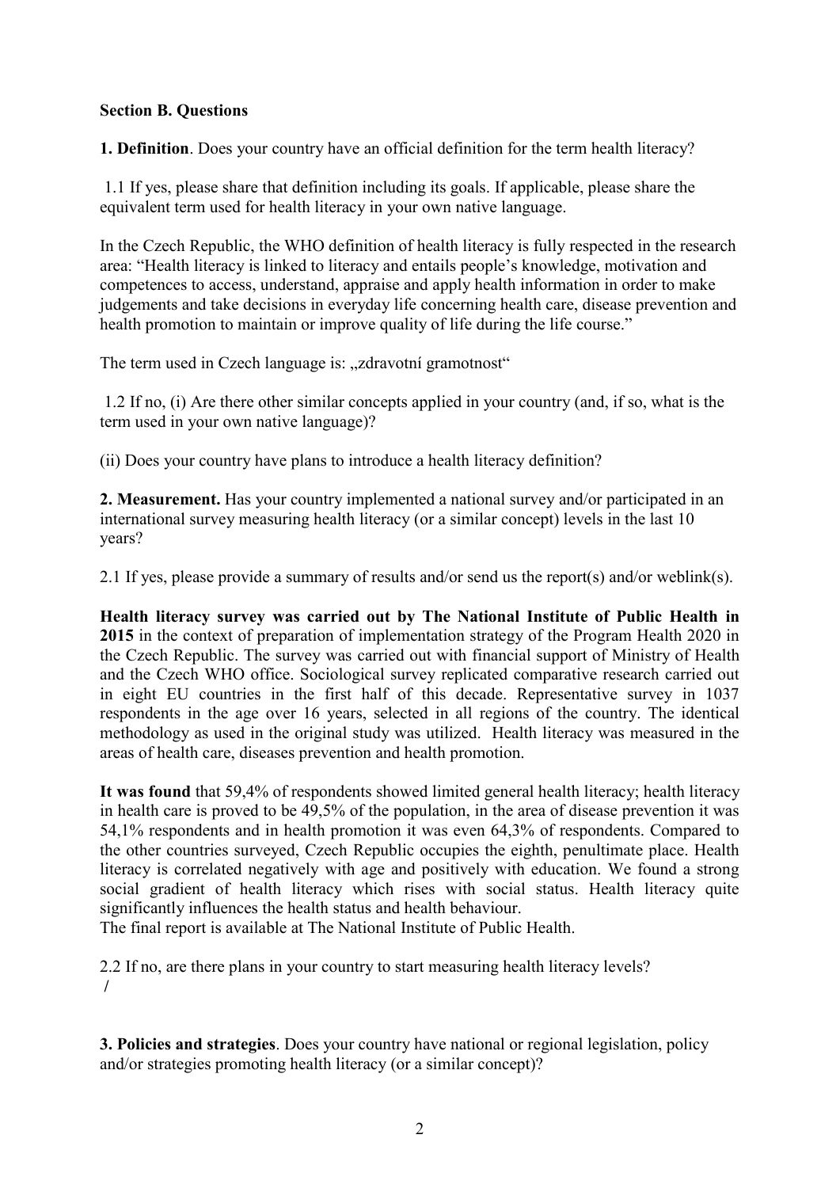**Section B. Questions**

**1. Definition**. Does your country have an official definition for the term health literacy?

1.1 If yes, please share that definition including its goals. If applicable, please share the equivalent term used for health literacy in your own native language.

In the Czech Republic, the WHO definition of health literacy is fully respected in the research area: "Health literacy is linked to literacy and entails people's knowledge, motivation and competences to access, understand, appraise and apply health information in order to make judgements and take decisions in everyday life concerning health care, disease prevention and health promotion to maintain or improve quality of life during the life course."

The term used in Czech language is: „zdravotní gramotnost"

1.2 If no, (i) Are there other similar concepts applied in your country (and, if so, what is the term used in your own native language)?

(ii) Does your country have plans to introduce a health literacy definition?

**2. Measurement.** Has your country implemented a national survey and/or participated in an international survey measuring health literacy (or a similar concept) levels in the last 10 years?

2.1 If yes, please provide a summary of results and/or send us the report(s) and/or weblink(s).

**Health literacy survey was carried out by The National Institute of Public Health in 2015** in the context of preparation of implementation strategy of the Program Health 2020 in the Czech Republic. The survey was carried out with financial support of Ministry of Health and the Czech WHO office. Sociological survey replicated comparative research carried out in eight EU countries in the first half of this decade. Representative survey in 1037 respondents in the age over 16 years, selected in all regions of the country. The identical methodology as used in the original study was utilized. Health literacy was measured in the areas of health care, diseases prevention and health promotion.

**It was found** that 59,4% of respondents showed limited general health literacy; health literacy in health care is proved to be 49,5% of the population, in the area of disease prevention it was 54,1% respondents and in health promotion it was even 64,3% of respondents. Compared to the other countries surveyed, Czech Republic occupies the eighth, penultimate place. Health literacy is correlated negatively with age and positively with education. We found a strong social gradient of health literacy which rises with social status. Health literacy quite significantly influences the health status and health behaviour.
The final report is available at The National Institute of Public Health.

2.2 If no, are there plans in your country to start measuring health literacy levels?
/

**3. Policies and strategies**. Does your country have national or regional legislation, policy and/or strategies promoting health literacy (or a similar concept)?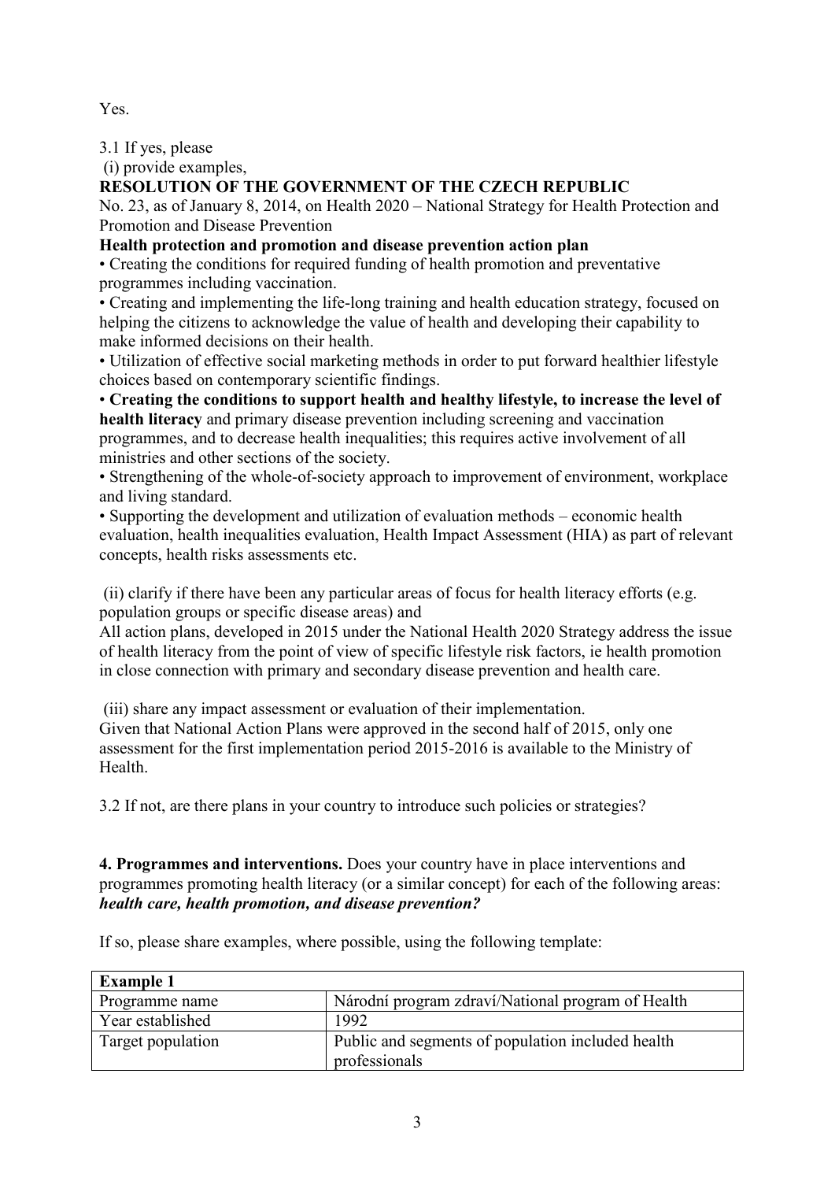Yes.

3.1 If yes, please

(i) provide examples,

**RESOLUTION OF THE GOVERNMENT OF THE CZECH REPUBLIC**

No. 23, as of January 8, 2014, on Health 2020 – National Strategy for Health Protection and Promotion and Disease Prevention

**Health protection and promotion and disease prevention action plan**

- Creating the conditions for required funding of health promotion and preventative programmes including vaccination.
- Creating and implementing the life-long training and health education strategy, focused on helping the citizens to acknowledge the value of health and developing their capability to make informed decisions on their health.
- Utilization of effective social marketing methods in order to put forward healthier lifestyle choices based on contemporary scientific findings.
- **Creating the conditions to support health and healthy lifestyle, to increase the level of health literacy** and primary disease prevention including screening and vaccination programmes, and to decrease health inequalities; this requires active involvement of all ministries and other sections of the society.
- Strengthening of the whole-of-society approach to improvement of environment, workplace and living standard.
- Supporting the development and utilization of evaluation methods – economic health evaluation, health inequalities evaluation, Health Impact Assessment (HIA) as part of relevant concepts, health risks assessments etc.

(ii) clarify if there have been any particular areas of focus for health literacy efforts (e.g. population groups or specific disease areas) and

All action plans, developed in 2015 under the National Health 2020 Strategy address the issue of health literacy from the point of view of specific lifestyle risk factors, ie health promotion in close connection with primary and secondary disease prevention and health care.

(iii) share any impact assessment or evaluation of their implementation.

Given that National Action Plans were approved in the second half of 2015, only one assessment for the first implementation period 2015-2016 is available to the Ministry of Health.

3.2 If not, are there plans in your country to introduce such policies or strategies?

**4. Programmes and interventions.** Does your country have in place interventions and programmes promoting health literacy (or a similar concept) for each of the following areas: ***health care, health promotion, and disease prevention?***

If so, please share examples, where possible, using the following template:

| **Example 1** | |
|---|---|
| Programme name | Národní program zdraví/National program of Health |
| Year established | 1992 |
| Target population | Public and segments of population included health professionals |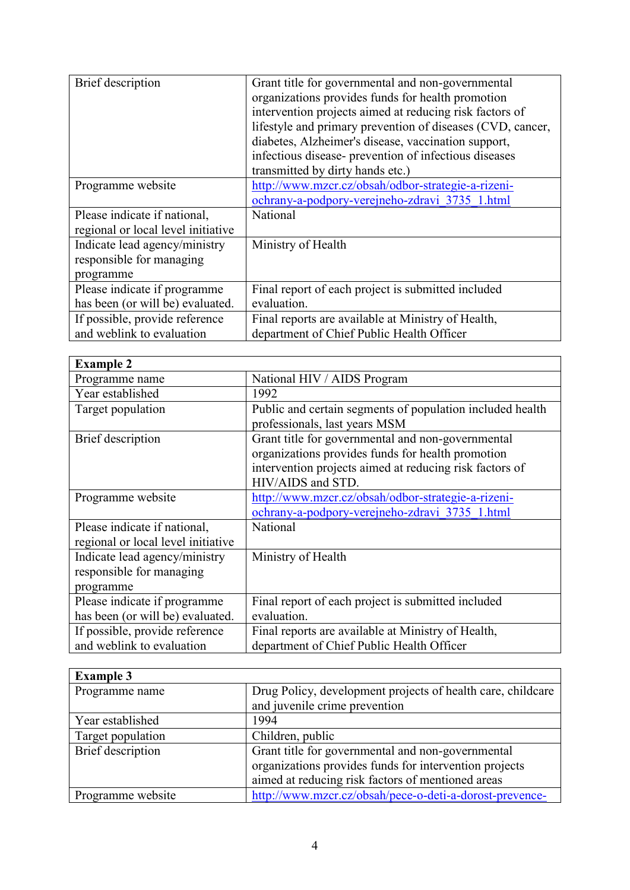| | |
|---|---|
| Brief description | Grant title for governmental and non-governmental organizations provides funds for health promotion intervention projects aimed at reducing risk factors of lifestyle and primary prevention of diseases (CVD, cancer, diabetes, Alzheimer's disease, vaccination support, infectious disease- prevention of infectious diseases transmitted by dirty hands etc.) |
| Programme website | http://www.mzcr.cz/obsah/odbor-strategie-a-rizeni-ochrany-a-podpory-verejneho-zdravi_3735_1.html |
| Please indicate if national, regional or local level initiative | National |
| Indicate lead agency/ministry responsible for managing programme | Ministry of Health |
| Please indicate if programme has been (or will be) evaluated. | Final report of each project is submitted included evaluation. |
| If possible, provide reference and weblink to evaluation | Final reports are available at Ministry of Health, department of Chief Public Health Officer |

| **Example 2** | |
|---|---|
| Programme name | National HIV / AIDS Program |
| Year established | 1992 |
| Target population | Public and certain segments of population included health professionals, last years MSM |
| Brief description | Grant title for governmental and non-governmental organizations provides funds for health promotion intervention projects aimed at reducing risk factors of HIV/AIDS and STD. |
| Programme website | http://www.mzcr.cz/obsah/odbor-strategie-a-rizeni-ochrany-a-podpory-verejneho-zdravi_3735_1.html |
| Please indicate if national, regional or local level initiative | National |
| Indicate lead agency/ministry responsible for managing programme | Ministry of Health |
| Please indicate if programme has been (or will be) evaluated. | Final report of each project is submitted included evaluation. |
| If possible, provide reference and weblink to evaluation | Final reports are available at Ministry of Health, department of Chief Public Health Officer |

| **Example 3** | |
|---|---|
| Programme name | Drug Policy, development projects of health care, childcare and juvenile crime prevention |
| Year established | 1994 |
| Target population | Children, public |
| Brief description | Grant title for governmental and non-governmental organizations provides funds for intervention projects aimed at reducing risk factors of mentioned areas |
| Programme website | http://www.mzcr.cz/obsah/pece-o-deti-a-dorost-prevence- |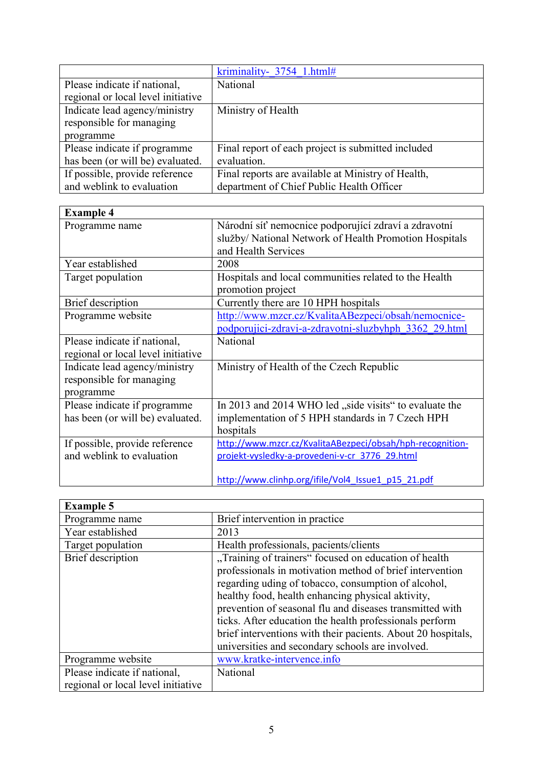| | |
|---|---|
| | kriminality-_3754_1.html# |
| Please indicate if national, regional or local level initiative | National |
| Indicate lead agency/ministry responsible for managing programme | Ministry of Health |
| Please indicate if programme has been (or will be) evaluated. | Final report of each project is submitted included evaluation. |
| If possible, provide reference and weblink to evaluation | Final reports are available at Ministry of Health, department of Chief Public Health Officer |

| **Example 4** | |
|---|---|
| Programme name | Národní síť nemocnice podporující zdraví a zdravotní služby/ National Network of Health Promotion Hospitals and Health Services |
| Year established | 2008 |
| Target population | Hospitals and local communities related to the Health promotion project |
| Brief description | Currently there are 10 HPH hospitals |
| Programme website | http://www.mzcr.cz/KvalitaABezpeci/obsah/nemocnice-podporujici-zdravi-a-zdravotni-sluzbyhph_3362_29.html |
| Please indicate if national, regional or local level initiative | National |
| Indicate lead agency/ministry responsible for managing programme | Ministry of Health of the Czech Republic |
| Please indicate if programme has been (or will be) evaluated. | In 2013 and 2014 WHO led „side visits" to evaluate the implementation of 5 HPH standards in 7 Czech HPH hospitals |
| If possible, provide reference and weblink to evaluation | http://www.mzcr.cz/KvalitaABezpeci/obsah/hph-recognition-projekt-vysledky-a-provedeni-v-cr_3776_29.html<br><br>http://www.clinhp.org/ifile/Vol4_Issue1_p15_21.pdf |

| **Example 5** | |
|---|---|
| Programme name | Brief intervention in practice |
| Year established | 2013 |
| Target population | Health professionals, pacients/clients |
| Brief description | „Training of trainers" focused on education of health professionals in motivation method of brief intervention regarding uding of tobacco, consumption of alcohol, healthy food, health enhancing physical aktivity, prevention of seasonal flu and diseases transmitted with ticks. After education the health professionals perform brief interventions with their pacients. About 20 hospitals, universities and secondary schools are involved. |
| Programme website | www.kratke-intervence.info |
| Please indicate if national, regional or local level initiative | National |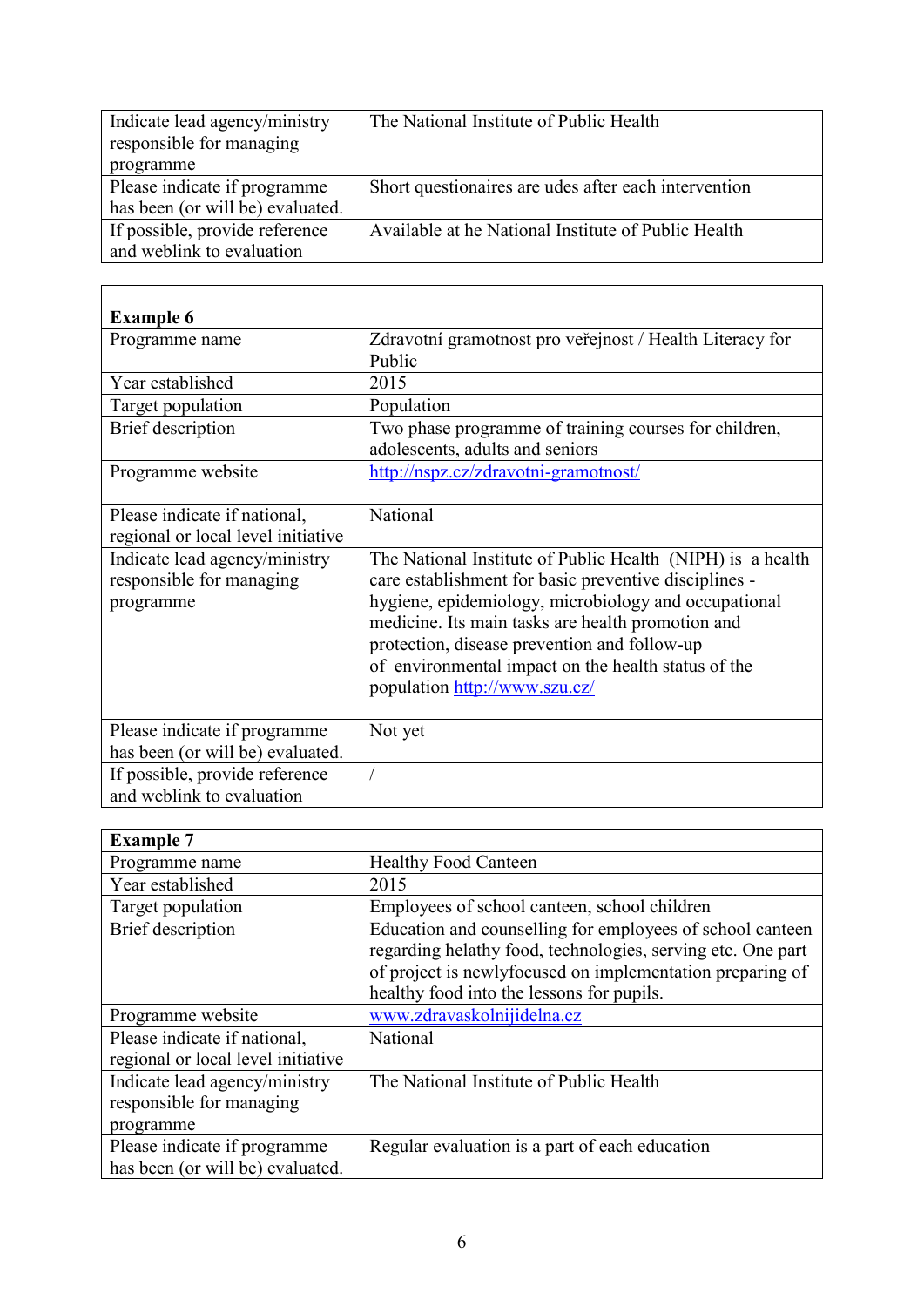| | |
|---|---|
| Indicate lead agency/ministry responsible for managing programme | The National Institute of Public Health |
| Please indicate if programme has been (or will be) evaluated. | Short questionaires are udes after each intervention |
| If possible, provide reference and weblink to evaluation | Available at he National Institute of Public Health |

| **Example 6** | |
|---|---|
| Programme name | Zdravotní gramotnost pro veřejnost / Health Literacy for Public |
| Year established | 2015 |
| Target population | Population |
| Brief description | Two phase programme of training courses for children, adolescents, adults and seniors |
| Programme website | http://nspz.cz/zdravotni-gramotnost/ |
| Please indicate if national, regional or local level initiative | National |
| Indicate lead agency/ministry responsible for managing programme | The National Institute of Public Health (NIPH) is a health care establishment for basic preventive disciplines - hygiene, epidemiology, microbiology and occupational medicine. Its main tasks are health promotion and protection, disease prevention and follow-up of environmental impact on the health status of the population http://www.szu.cz/ |
| Please indicate if programme has been (or will be) evaluated. | Not yet |
| If possible, provide reference and weblink to evaluation | / |

| **Example 7** | |
|---|---|
| Programme name | Healthy Food Canteen |
| Year established | 2015 |
| Target population | Employees of school canteen, school children |
| Brief description | Education and counselling for employees of school canteen regarding helathy food, technologies, serving etc. One part of project is newlyfocused on implementation preparing of healthy food into the lessons for pupils. |
| Programme website | www.zdravaskolnijidelna.cz |
| Please indicate if national, regional or local level initiative | National |
| Indicate lead agency/ministry responsible for managing programme | The National Institute of Public Health |
| Please indicate if programme has been (or will be) evaluated. | Regular evaluation is a part of each education |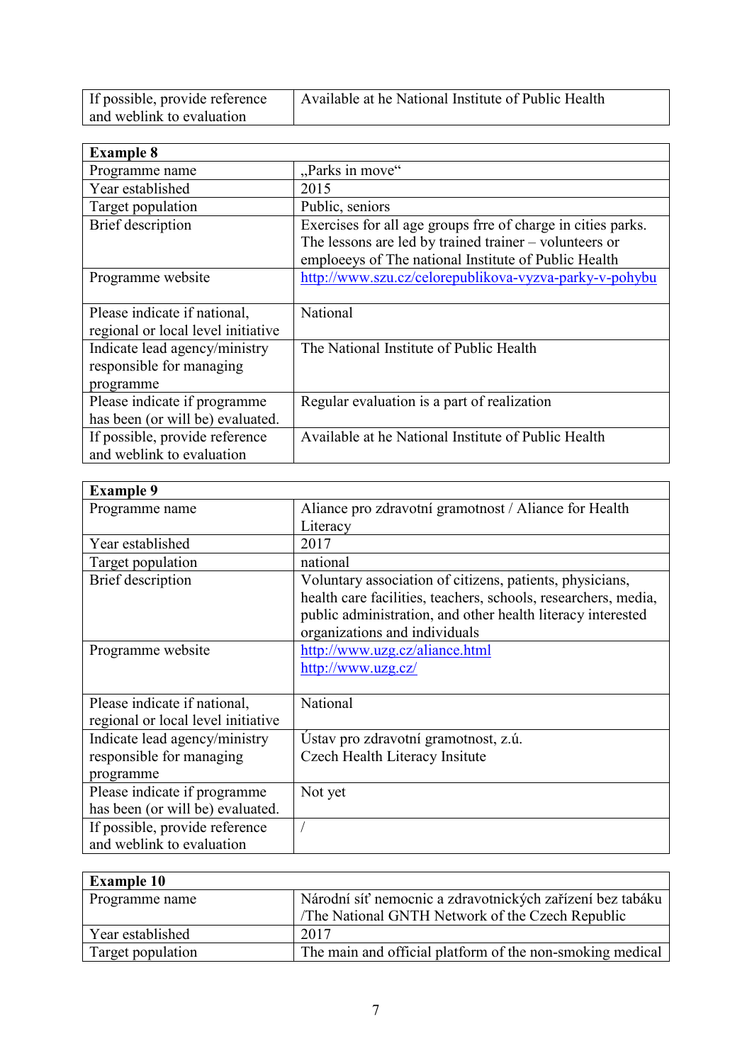| If possible, provide reference and weblink to evaluation | Available at he National Institute of Public Health |
|---|---|

| Example 8 | |
|---|---|
| Programme name | „Parks in move“ |
| Year established | 2015 |
| Target population | Public, seniors |
| Brief description | Exercises for all age groups frre of charge in cities parks. The lessons are led by trained trainer – volunteers or emploeeys of The national Institute of Public Health |
| Programme website | http://www.szu.cz/celorepublikova-vyzva-parky-v-pohybu |
| Please indicate if national, regional or local level initiative | National |
| Indicate lead agency/ministry responsible for managing programme | The National Institute of Public Health |
| Please indicate if programme has been (or will be) evaluated. | Regular evaluation is a part of realization |
| If possible, provide reference and weblink to evaluation | Available at he National Institute of Public Health |

| Example 9 | |
|---|---|
| Programme name | Aliance pro zdravotní gramotnost / Aliance for Health Literacy |
| Year established | 2017 |
| Target population | national |
| Brief description | Voluntary association of citizens, patients, physicians, health care facilities, teachers, schools, researchers, media, public administration, and other health literacy interested organizations and individuals |
| Programme website | http://www.uzg.cz/aliance.html<br>http://www.uzg.cz/ |
| Please indicate if national, regional or local level initiative | National |
| Indicate lead agency/ministry responsible for managing programme | Ústav pro zdravotní gramotnost, z.ú.<br>Czech Health Literacy Insitute |
| Please indicate if programme has been (or will be) evaluated. | Not yet |
| If possible, provide reference and weblink to evaluation | / |

| Example 10 | |
|---|---|
| Programme name | Národní síť nemocnic a zdravotnických zařízení bez tabáku /The National GNTH Network of the Czech Republic |
| Year established | 2017 |
| Target population | The main and official platform of the non-smoking medical |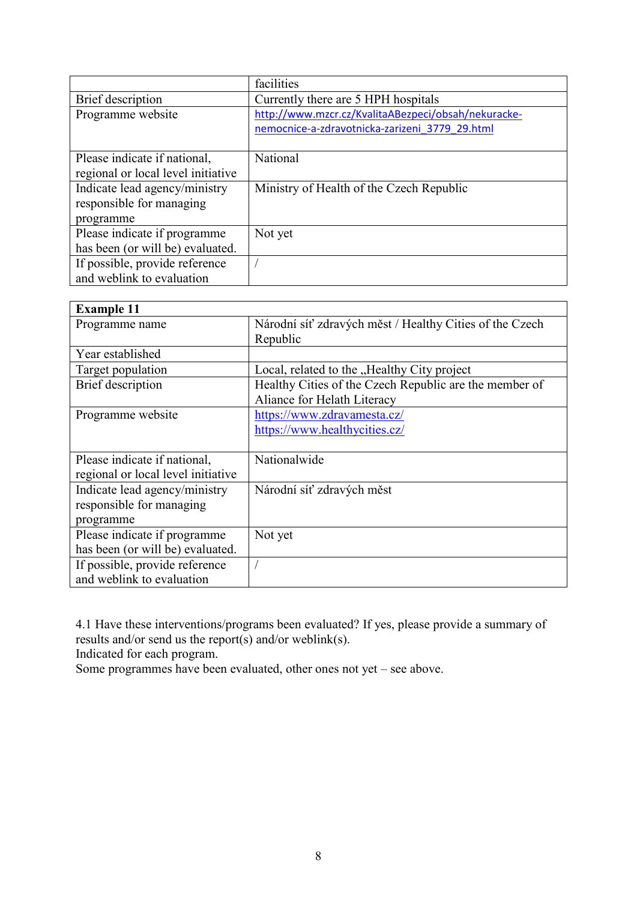| | |
|---|---|
| | facilities |
| Brief description | Currently there are 5 HPH hospitals |
| Programme website | http://www.mzcr.cz/KvalitaABezpeci/obsah/nekuracke-nemocnice-a-zdravotnicka-zarizeni_3779_29.html |
| Please indicate if national, regional or local level initiative | National |
| Indicate lead agency/ministry responsible for managing programme | Ministry of Health of the Czech Republic |
| Please indicate if programme has been (or will be) evaluated. | Not yet |
| If possible, provide reference and weblink to evaluation | / |

| **Example 11** | |
|---|---|
| Programme name | Národní síť zdravých měst / Healthy Cities of the Czech Republic |
| Year established | |
| Target population | Local, related to the „Healthy City project |
| Brief description | Healthy Cities of the Czech Republic are the member of Aliance for Helath Literacy |
| Programme website | https://www.zdravamesta.cz/ https://www.healthycities.cz/ |
| Please indicate if national, regional or local level initiative | Nationalwide |
| Indicate lead agency/ministry responsible for managing programme | Národní síť zdravých měst |
| Please indicate if programme has been (or will be) evaluated. | Not yet |
| If possible, provide reference and weblink to evaluation | / |

4.1 Have these interventions/programs been evaluated? If yes, please provide a summary of results and/or send us the report(s) and/or weblink(s).
Indicated for each program.
Some programmes have been evaluated, other ones not yet – see above.